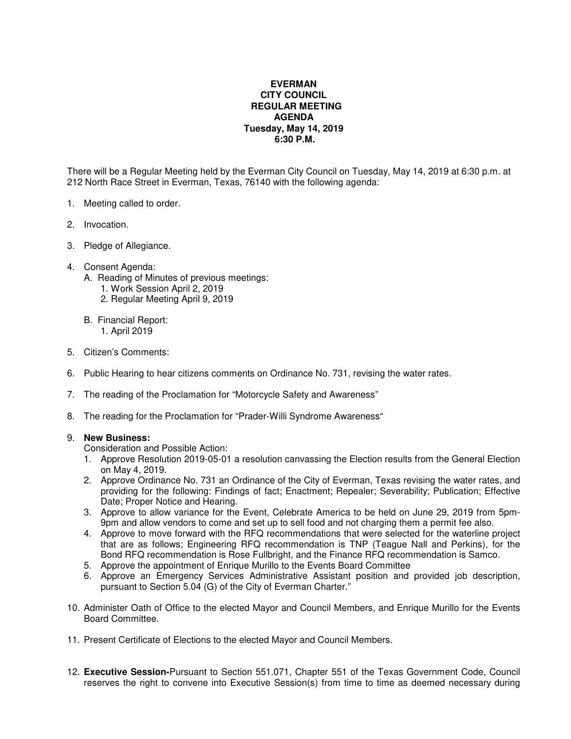**EVERMAN**
**CITY COUNCIL**
**REGULAR MEETING**
**AGENDA**
**Tuesday, May 14, 2019**
**6:30 P.M.**

There will be a Regular Meeting held by the Everman City Council on Tuesday, May 14, 2019 at 6:30 p.m. at 212 North Race Street in Everman, Texas, 76140 with the following agenda:

1. Meeting called to order.

2. Invocation.

3. Pledge of Allegiance.

4. Consent Agenda:
   A. Reading of Minutes of previous meetings:
      1. Work Session April 2, 2019
      2. Regular Meeting April 9, 2019

   B. Financial Report:
      1. April 2019

5. Citizen's Comments:

6. Public Hearing to hear citizens comments on Ordinance No. 731, revising the water rates.

7. The reading of the Proclamation for "Motorcycle Safety and Awareness"

8. The reading for the Proclamation for "Prader-Willi Syndrome Awareness"

9. **New Business:**
   Consideration and Possible Action:
   1. Approve Resolution 2019-05-01 a resolution canvassing the Election results from the General Election on May 4, 2019.
   2. Approve Ordinance No. 731 an Ordinance of the City of Everman, Texas revising the water rates, and providing for the following: Findings of fact; Enactment; Repealer; Severability; Publication; Effective Date; Proper Notice and Hearing.
   3. Approve to allow variance for the Event, Celebrate America to be held on June 29, 2019 from 5pm-9pm and allow vendors to come and set up to sell food and not charging them a permit fee also.
   4. Approve to move forward with the RFQ recommendations that were selected for the waterline project that are as follows; Engineering RFQ recommendation is TNP (Teague Nall and Perkins), for the Bond RFQ recommendation is Rose Fullbright, and the Finance RFQ recommendation is Samco.
   5. Approve the appointment of Enrique Murillo to the Events Board Committee
   6. Approve an Emergency Services Administrative Assistant position and provided job description, pursuant to Section 5.04 (G) of the City of Everman Charter."

10. Administer Oath of Office to the elected Mayor and Council Members, and Enrique Murillo for the Events Board Committee.

11. Present Certificate of Elections to the elected Mayor and Council Members.

12. **Executive Session-**Pursuant to Section 551.071, Chapter 551 of the Texas Government Code, Council reserves the right to convene into Executive Session(s) from time to time as deemed necessary during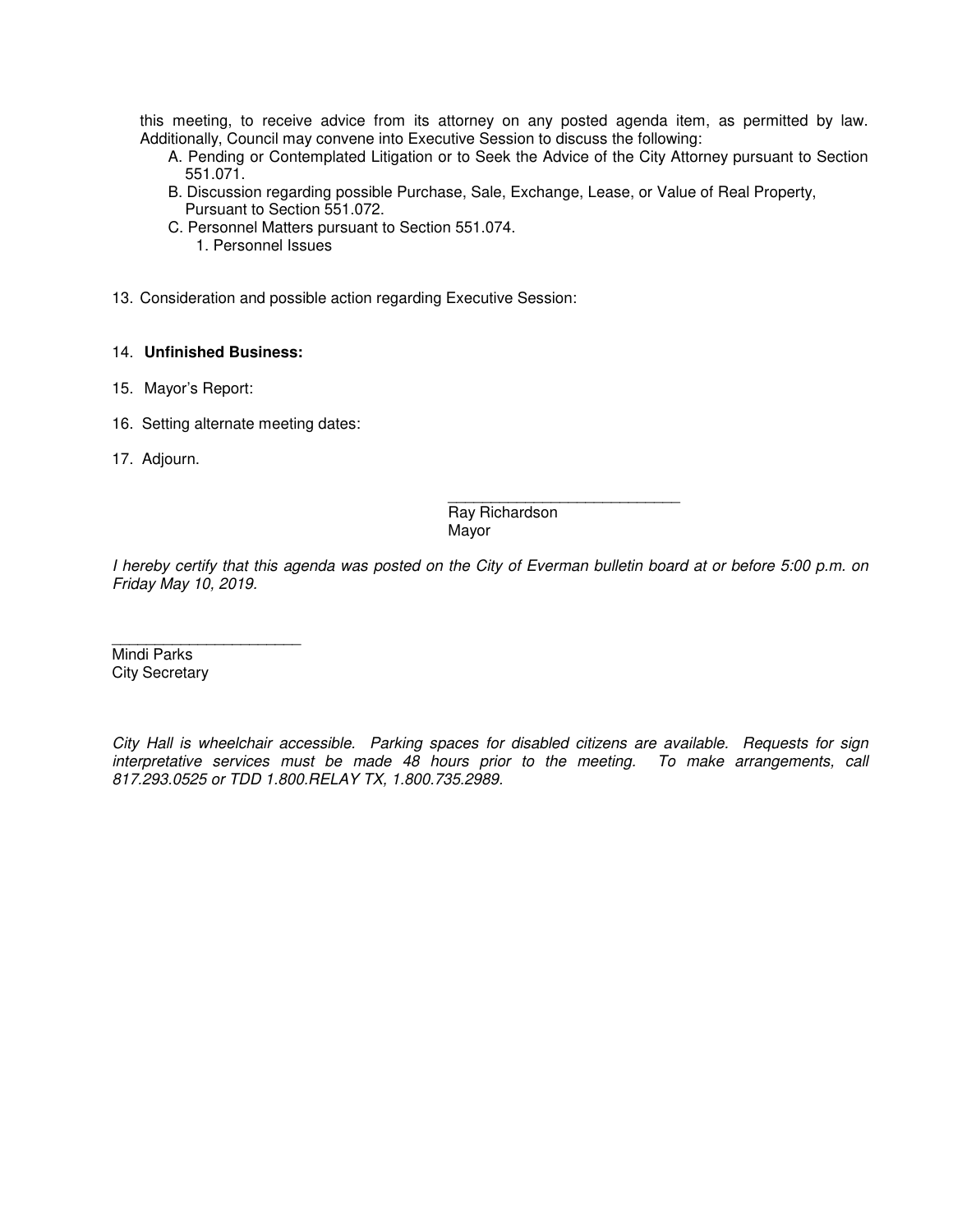this meeting, to receive advice from its attorney on any posted agenda item, as permitted by law. Additionally, Council may convene into Executive Session to discuss the following:

A. Pending or Contemplated Litigation or to Seek the Advice of the City Attorney pursuant to Section 551.071.

B. Discussion regarding possible Purchase, Sale, Exchange, Lease, or Value of Real Property, Pursuant to Section 551.072.

C. Personnel Matters pursuant to Section 551.074.

1. Personnel Issues

13. Consideration and possible action regarding Executive Session:

14. **Unfinished Business:**

15. Mayor's Report:

16. Setting alternate meeting dates:

17. Adjourn.

\_\_\_\_\_\_\_\_\_\_\_\_\_\_\_\_\_\_\_\_\_\_\_\_\_\_\_\_\_

Ray Richardson
Mayor

*I hereby certify that this agenda was posted on the City of Everman bulletin board at or before 5:00 p.m. on Friday May 10, 2019.*

\_\_\_\_\_\_\_\_\_\_\_\_\_\_\_\_\_\_\_\_\_\_\_

Mindi Parks
City Secretary

*City Hall is wheelchair accessible. Parking spaces for disabled citizens are available. Requests for sign interpretative services must be made 48 hours prior to the meeting. To make arrangements, call 817.293.0525 or TDD 1.800.RELAY TX, 1.800.735.2989.*